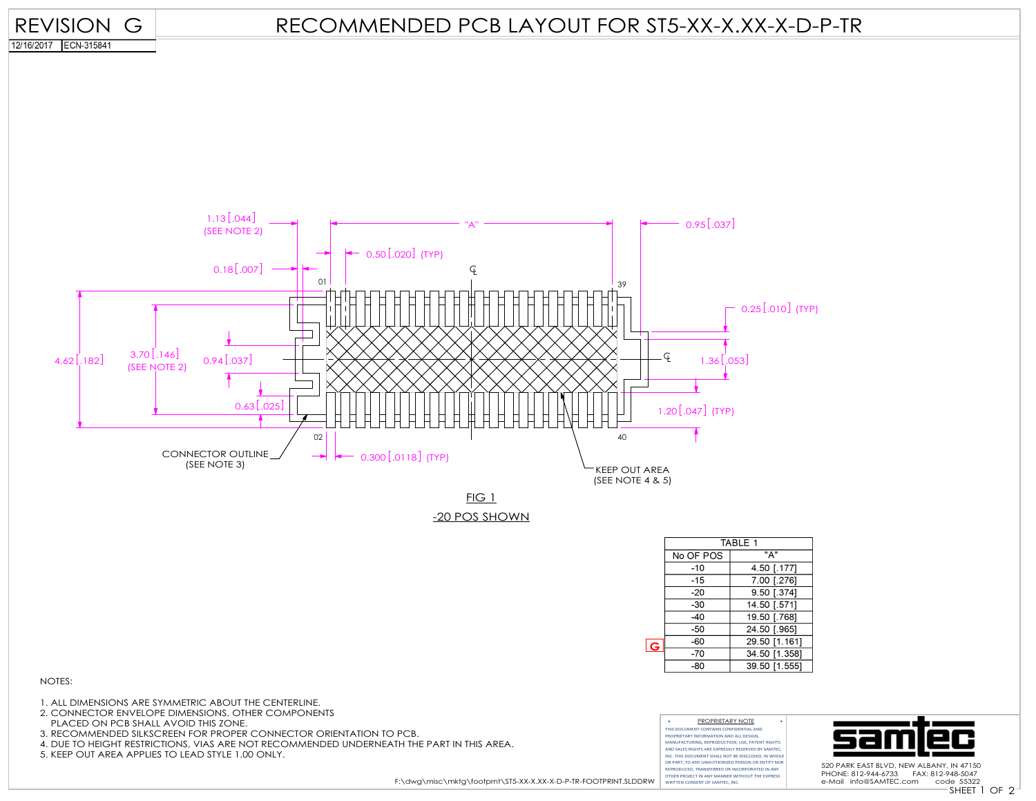# RECOMMENDED PCB LAYOUT FOR ST5-XX-X.XX-X-D-P-TR

REVISION G

12/16/2017 ECN-315841

1.13 [.044] (SEE NOTE 2)

"A"

0.95 [.037]

0.50 [.020] (TYP)

0.18 [.007]

01

39

0.25 [.010] (TYP)

4.62 [.182]

3.70 [.146] (SEE NOTE 2)

0.94 [.037]

1.36 [.053]

0.63 [.025]

1.20 [.047] (TYP)

02

40

CONNECTOR OUTLINE (SEE NOTE 3)

0.300 [.0118] (TYP)

KEEP OUT AREA (SEE NOTE 4 & 5)

FIG 1

-20 POS SHOWN

| TABLE 1 | |
|---|---|
| No OF POS | "A" |
| -10 | 4.50 [.177] |
| -15 | 7.00 [.276] |
| -20 | 9.50 [.374] |
| -30 | 14.50 [.571] |
| -40 | 19.50 [.768] |
| -50 | 24.50 [.965] |
| -60 | 29.50 [1.161] |
| -70 | 34.50 [1.358] |
| -80 | 39.50 [1.555] |

NOTES:

1. ALL DIMENSIONS ARE SYMMETRIC ABOUT THE CENTERLINE.
2. CONNECTOR ENVELOPE DIMENSIONS. OTHER COMPONENTS PLACED ON PCB SHALL AVOID THIS ZONE.
3. RECOMMENDED SILKSCREEN FOR PROPER CONNECTOR ORIENTATION TO PCB.
4. DUE TO HEIGHT RESTRICTIONS, VIAS ARE NOT RECOMMENDED UNDERNEATH THE PART IN THIS AREA.
5. KEEP OUT AREA APPLIES TO LEAD STYLE 1.00 ONLY.

F:\dwg\misc\mktg\footprnt\ST5-XX-X.XX-X-D-P-TR-FOOTPRINT.SLDDRW

PROPRIETARY NOTE

THIS DOCUMENT CONTAINS CONFIDENTIAL AND PROPRIETARY INFORMATION AND ALL DESIGN, MANUFACTURING, REPRODUCTION, USE, PATENT RIGHTS AND SALES RIGHTS ARE EXPRESSLY RESERVED BY SAMTEC, INC. THIS DOCUMENT SHALL NOT BE DISCLOSED, IN WHOLE OR PART, TO ANY UNAUTHORIZED PERSON OR ENTITY NOR REPRODUCED, TRANSFERRED OR INCORPORATED IN ANY OTHER PROJECT IN ANY MANNER WITHOUT THE EXPRESS WRITTEN CONSENT OF SAMTEC, INC.

samtec

520 PARK EAST BLVD, NEW ALBANY, IN 47150
PHONE: 812-944-6733 FAX: 812-948-5047
e-Mail info@SAMTEC.com code 55322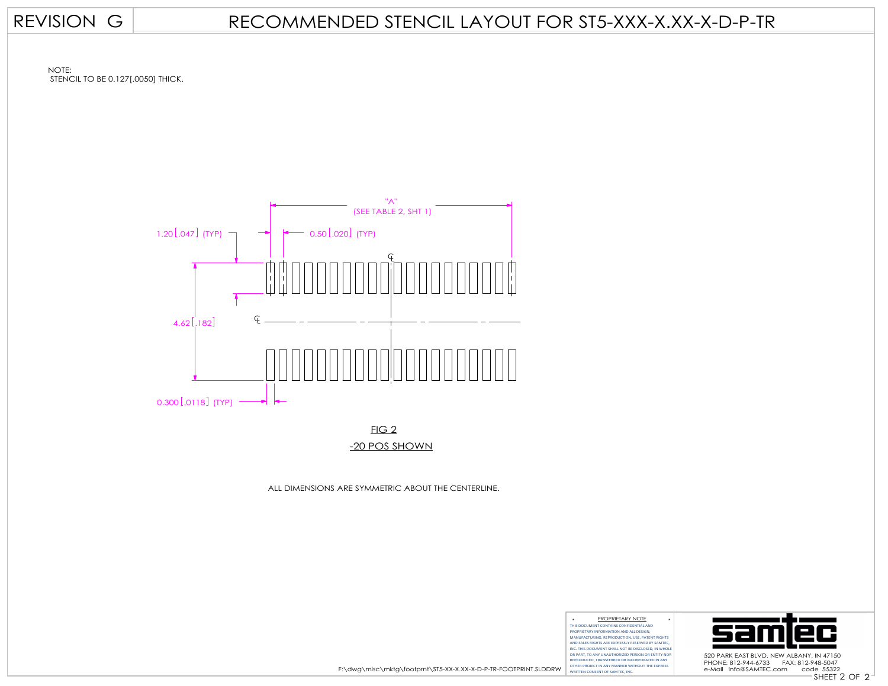# RECOMMENDED STENCIL LAYOUT FOR ST5-XXX-X.XX-X-D-P-TR

REVISION G

NOTE:
STENCIL TO BE 0.127[.0050] THICK.

"A"
(SEE TABLE 2, SHT 1)

1.20 [.047] (TYP)

0.50 [.020] (TYP)

4.62 [.182]

0.300 [.0118] (TYP)

FIG 2
-20 POS SHOWN

ALL DIMENSIONS ARE SYMMETRIC ABOUT THE CENTERLINE.

F:\dwg\misc\mktg\footprnt\ST5-XX-X.XX-X-D-P-TR-FOOTPRINT.SLDDRW

PROPRIETARY NOTE
THIS DOCUMENT CONTAINS CONFIDENTIAL AND PROPRIETARY INFORMATION AND ALL DESIGN, MANUFACTURING, REPRODUCTION, USE, PATENT RIGHTS AND SALES RIGHTS ARE EXPRESSLY RESERVED BY SAMTEC, INC. THIS DOCUMENT SHALL NOT BE DISCLOSED, IN WHOLE OR PART, TO ANY UNAUTHORIZED PERSON OR ENTITY NOR REPRODUCED, TRANSFERRED OR INCORPORATED IN ANY OTHER PROJECT IN ANY MANNER WITHOUT THE EXPRESS WRITTEN CONSENT OF SAMTEC, INC.

samtec
520 PARK EAST BLVD, NEW ALBANY, IN 47150
PHONE: 812-944-6733 FAX: 812-948-5047
e-Mail info@SAMTEC.com code 55322